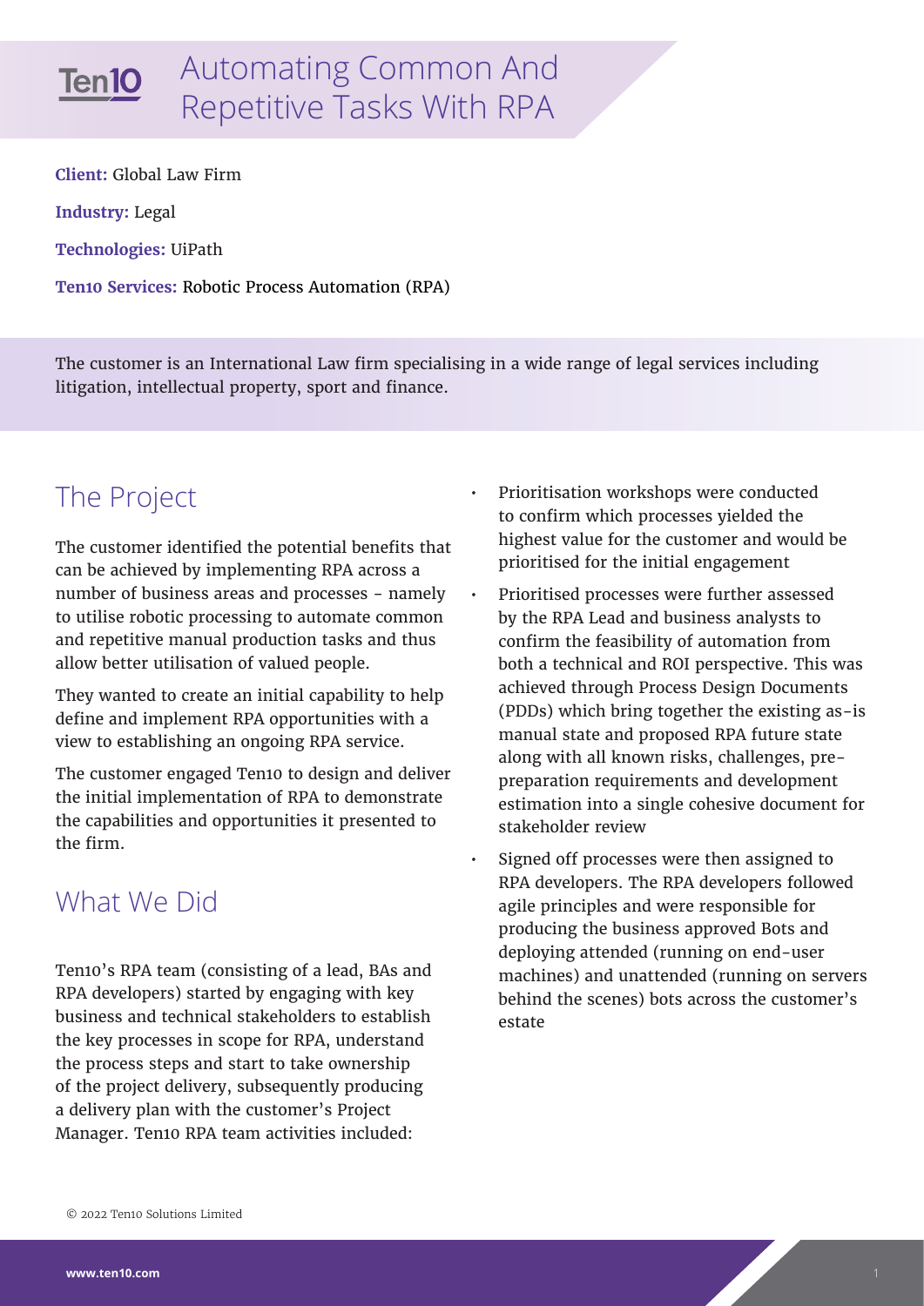# Automating Common And Repetitive Tasks With RPA

**Client:** Global Law Firm

**Industry:** Legal

**Technologies:** UiPath

**Ten10 Services:** Robotic Process Automation (RPA)

The customer is an International Law firm specialising in a wide range of legal services including litigation, intellectual property, sport and finance.

## The Project

The customer identified the potential benefits that can be achieved by implementing RPA across a number of business areas and processes - namely to utilise robotic processing to automate common and repetitive manual production tasks and thus allow better utilisation of valued people.

They wanted to create an initial capability to help define and implement RPA opportunities with a view to establishing an ongoing RPA service.

The customer engaged Ten10 to design and deliver the initial implementation of RPA to demonstrate the capabilities and opportunities it presented to the firm.

## What We Did

Ten10's RPA team (consisting of a lead, BAs and RPA developers) started by engaging with key business and technical stakeholders to establish the key processes in scope for RPA, understand the process steps and start to take ownership of the project delivery, subsequently producing a delivery plan with the customer's Project Manager. Ten10 RPA team activities included:

- Prioritisation workshops were conducted to confirm which processes yielded the highest value for the customer and would be prioritised for the initial engagement
- Prioritised processes were further assessed by the RPA Lead and business analysts to confirm the feasibility of automation from both a technical and ROI perspective. This was achieved through Process Design Documents (PDDs) which bring together the existing as-is manual state and proposed RPA future state along with all known risks, challenges, pre-preparation requirements and development estimation into a single cohesive document for stakeholder review
- Signed off processes were then assigned to RPA developers. The RPA developers followed agile principles and were responsible for producing the business approved Bots and deploying attended (running on end-user machines) and unattended (running on servers behind the scenes) bots across the customer's estate

© 2022 Ten10 Solutions Limited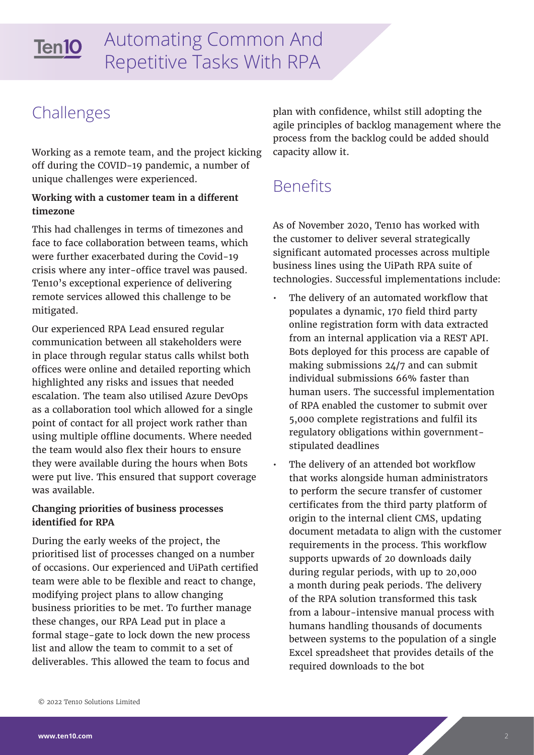## Challenges

Working as a remote team, and the project kicking off during the COVID-19 pandemic, a number of unique challenges were experienced.

**Working with a customer team in a different timezone**

This had challenges in terms of timezones and face to face collaboration between teams, which were further exacerbated during the Covid-19 crisis where any inter-office travel was paused. Ten10's exceptional experience of delivering remote services allowed this challenge to be mitigated.

Our experienced RPA Lead ensured regular communication between all stakeholders were in place through regular status calls whilst both offices were online and detailed reporting which highlighted any risks and issues that needed escalation. The team also utilised Azure DevOps as a collaboration tool which allowed for a single point of contact for all project work rather than using multiple offline documents. Where needed the team would also flex their hours to ensure they were available during the hours when Bots were put live. This ensured that support coverage was available.

**Changing priorities of business processes identified for RPA**

During the early weeks of the project, the prioritised list of processes changed on a number of occasions. Our experienced and UiPath certified team were able to be flexible and react to change, modifying project plans to allow changing business priorities to be met. To further manage these changes, our RPA Lead put in place a formal stage-gate to lock down the new process list and allow the team to commit to a set of deliverables. This allowed the team to focus and plan with confidence, whilst still adopting the agile principles of backlog management where the process from the backlog could be added should capacity allow it.

## Benefits

As of November 2020, Ten10 has worked with the customer to deliver several strategically significant automated processes across multiple business lines using the UiPath RPA suite of technologies. Successful implementations include:

- The delivery of an automated workflow that populates a dynamic, 170 field third party online registration form with data extracted from an internal application via a REST API. Bots deployed for this process are capable of making submissions 24/7 and can submit individual submissions 66% faster than human users. The successful implementation of RPA enabled the customer to submit over 5,000 complete registrations and fulfil its regulatory obligations within government-stipulated deadlines
- The delivery of an attended bot workflow that works alongside human administrators to perform the secure transfer of customer certificates from the third party platform of origin to the internal client CMS, updating document metadata to align with the customer requirements in the process. This workflow supports upwards of 20 downloads daily during regular periods, with up to 20,000 a month during peak periods. The delivery of the RPA solution transformed this task from a labour-intensive manual process with humans handling thousands of documents between systems to the population of a single Excel spreadsheet that provides details of the required downloads to the bot

© 2022 Ten10 Solutions Limited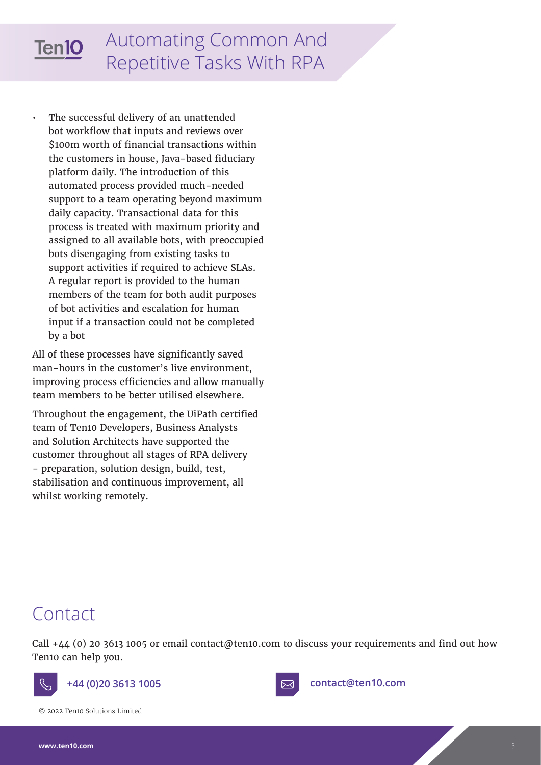- The successful delivery of an unattended bot workflow that inputs and reviews over $100m worth of financial transactions within the customers in house, Java-based fiduciary platform daily. The introduction of this automated process provided much-needed support to a team operating beyond maximum daily capacity. Transactional data for this process is treated with maximum priority and assigned to all available bots, with preoccupied bots disengaging from existing tasks to support activities if required to achieve SLAs. A regular report is provided to the human members of the team for both audit purposes of bot activities and escalation for human input if a transaction could not be completed by a bot

All of these processes have significantly saved man-hours in the customer's live environment, improving process efficiencies and allow manually team members to be better utilised elsewhere.

Throughout the engagement, the UiPath certified team of Ten10 Developers, Business Analysts and Solution Architects have supported the customer throughout all stages of RPA delivery - preparation, solution design, build, test, stabilisation and continuous improvement, all whilst working remotely.

## Contact

Call +44 (0) 20 3613 1005 or email contact@ten10.com to discuss your requirements and find out how Ten10 can help you.

**+44 (0)20 3613 1005**

**contact@ten10.com**

© 2022 Ten10 Solutions Limited

**www.ten10.com**